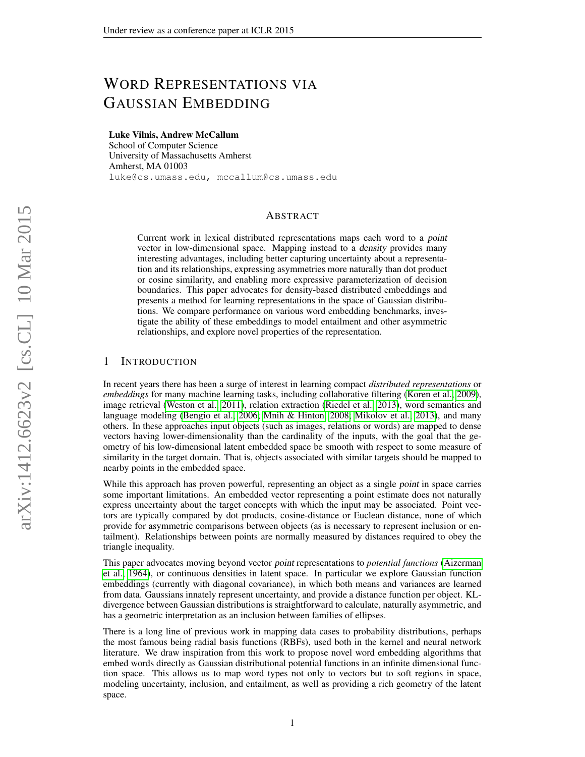# WORD REPRESENTATIONS VIA GAUSSIAN EMBEDDING

**Luke Vilnis, Andrew McCallum**
School of Computer Science
University of Massachusetts Amherst
Amherst, MA 01003
luke@cs.umass.edu, mccallum@cs.umass.edu

## ABSTRACT

Current work in lexical distributed representations maps each word to a *point* vector in low-dimensional space. Mapping instead to a *density* provides many interesting advantages, including better capturing uncertainty about a representation and its relationships, expressing asymmetries more naturally than dot product or cosine similarity, and enabling more expressive parameterization of decision boundaries. This paper advocates for density-based distributed embeddings and presents a method for learning representations in the space of Gaussian distributions. We compare performance on various word embedding benchmarks, investigate the ability of these embeddings to model entailment and other asymmetric relationships, and explore novel properties of the representation.

## 1 INTRODUCTION

In recent years there has been a surge of interest in learning compact *distributed representations* or *embeddings* for many machine learning tasks, including collaborative filtering (Koren et al., 2009), image retrieval (Weston et al., 2011), relation extraction (Riedel et al., 2013), word semantics and language modeling (Bengio et al., 2006; Mnih & Hinton, 2008; Mikolov et al., 2013), and many others. In these approaches input objects (such as images, relations or words) are mapped to dense vectors having lower-dimensionality than the cardinality of the inputs, with the goal that the geometry of his low-dimensional latent embedded space be smooth with respect to some measure of similarity in the target domain. That is, objects associated with similar targets should be mapped to nearby points in the embedded space.

While this approach has proven powerful, representing an object as a single *point* in space carries some important limitations. An embedded vector representing a point estimate does not naturally express uncertainty about the target concepts with which the input may be associated. Point vectors are typically compared by dot products, cosine-distance or Euclean distance, none of which provide for asymmetric comparisons between objects (as is necessary to represent inclusion or entailment). Relationships between points are normally measured by distances required to obey the triangle inequality.

This paper advocates moving beyond vector *point* representations to *potential functions* (Aizerman et al., 1964), or continuous densities in latent space. In particular we explore Gaussian function embeddings (currently with diagonal covariance), in which both means and variances are learned from data. Gaussians innately represent uncertainty, and provide a distance function per object. KL-divergence between Gaussian distributions is straightforward to calculate, naturally asymmetric, and has a geometric interpretation as an inclusion between families of ellipses.

There is a long line of previous work in mapping data cases to probability distributions, perhaps the most famous being radial basis functions (RBFs), used both in the kernel and neural network literature. We draw inspiration from this work to propose novel word embedding algorithms that embed words directly as Gaussian distributional potential functions in an infinite dimensional function space. This allows us to map word types not only to vectors but to soft regions in space, modeling uncertainty, inclusion, and entailment, as well as providing a rich geometry of the latent space.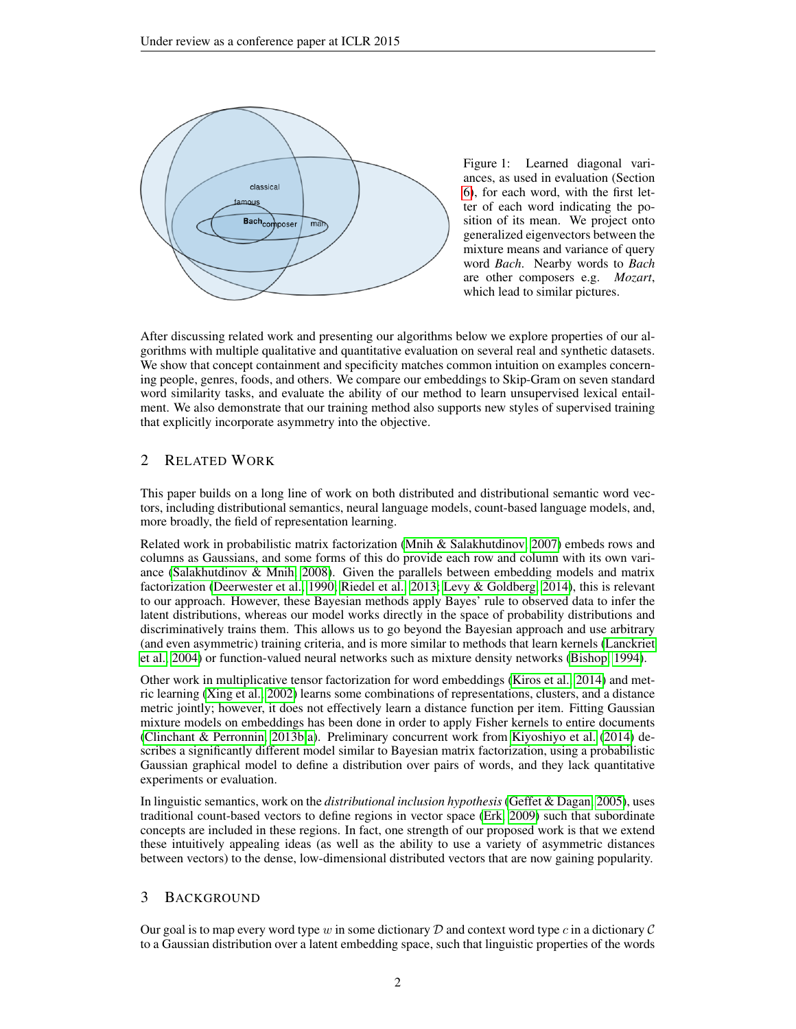classical

famous

Bach

composer

man

Figure 1: Learned diagonal variances, as used in evaluation (Section 6), for each word, with the first letter of each word indicating the position of its mean. We project onto generalized eigenvectors between the mixture means and variance of query word *Bach*. Nearby words to *Bach* are other composers e.g. *Mozart*, which lead to similar pictures.

After discussing related work and presenting our algorithms below we explore properties of our algorithms with multiple qualitative and quantitative evaluation on several real and synthetic datasets. We show that concept containment and specificity matches common intuition on examples concerning people, genres, foods, and others. We compare our embeddings to Skip-Gram on seven standard word similarity tasks, and evaluate the ability of our method to learn unsupervised lexical entailment. We also demonstrate that our training method also supports new styles of supervised training that explicitly incorporate asymmetry into the objective.

## 2 Related Work

This paper builds on a long line of work on both distributed and distributional semantic word vectors, including distributional semantics, neural language models, count-based language models, and, more broadly, the field of representation learning.

Related work in probabilistic matrix factorization (Mnih & Salakhutdinov, 2007) embeds rows and columns as Gaussians, and some forms of this do provide each row and column with its own variance (Salakhutdinov & Mnih, 2008). Given the parallels between embedding models and matrix factorization (Deerwester et al., 1990; Riedel et al., 2013; Levy & Goldberg, 2014), this is relevant to our approach. However, these Bayesian methods apply Bayes' rule to observed data to infer the latent distributions, whereas our model works directly in the space of probability distributions and discriminatively trains them. This allows us to go beyond the Bayesian approach and use arbitrary (and even asymmetric) training criteria, and is more similar to methods that learn kernels (Lanckriet et al., 2004) or function-valued neural networks such as mixture density networks (Bishop, 1994).

Other work in multiplicative tensor factorization for word embeddings (Kiros et al., 2014) and metric learning (Xing et al., 2002) learns some combinations of representations, clusters, and a distance metric jointly; however, it does not effectively learn a distance function per item. Fitting Gaussian mixture models on embeddings has been done in order to apply Fisher kernels to entire documents (Clinchant & Perronnin, 2013b;a). Preliminary concurrent work from Kiyoshiyo et al. (2014) describes a significantly different model similar to Bayesian matrix factorization, using a probabilistic Gaussian graphical model to define a distribution over pairs of words, and they lack quantitative experiments or evaluation.

In linguistic semantics, work on the *distributional inclusion hypothesis* (Geffet & Dagan, 2005), uses traditional count-based vectors to define regions in vector space (Erk, 2009) such that subordinate concepts are included in these regions. In fact, one strength of our proposed work is that we extend these intuitively appealing ideas (as well as the ability to use a variety of asymmetric distances between vectors) to the dense, low-dimensional distributed vectors that are now gaining popularity.

## 3 Background

Our goal is to map every word type $w$ in some dictionary $\mathcal{D}$ and context word type $c$ in a dictionary $\mathcal{C}$ to a Gaussian distribution over a latent embedding space, such that linguistic properties of the words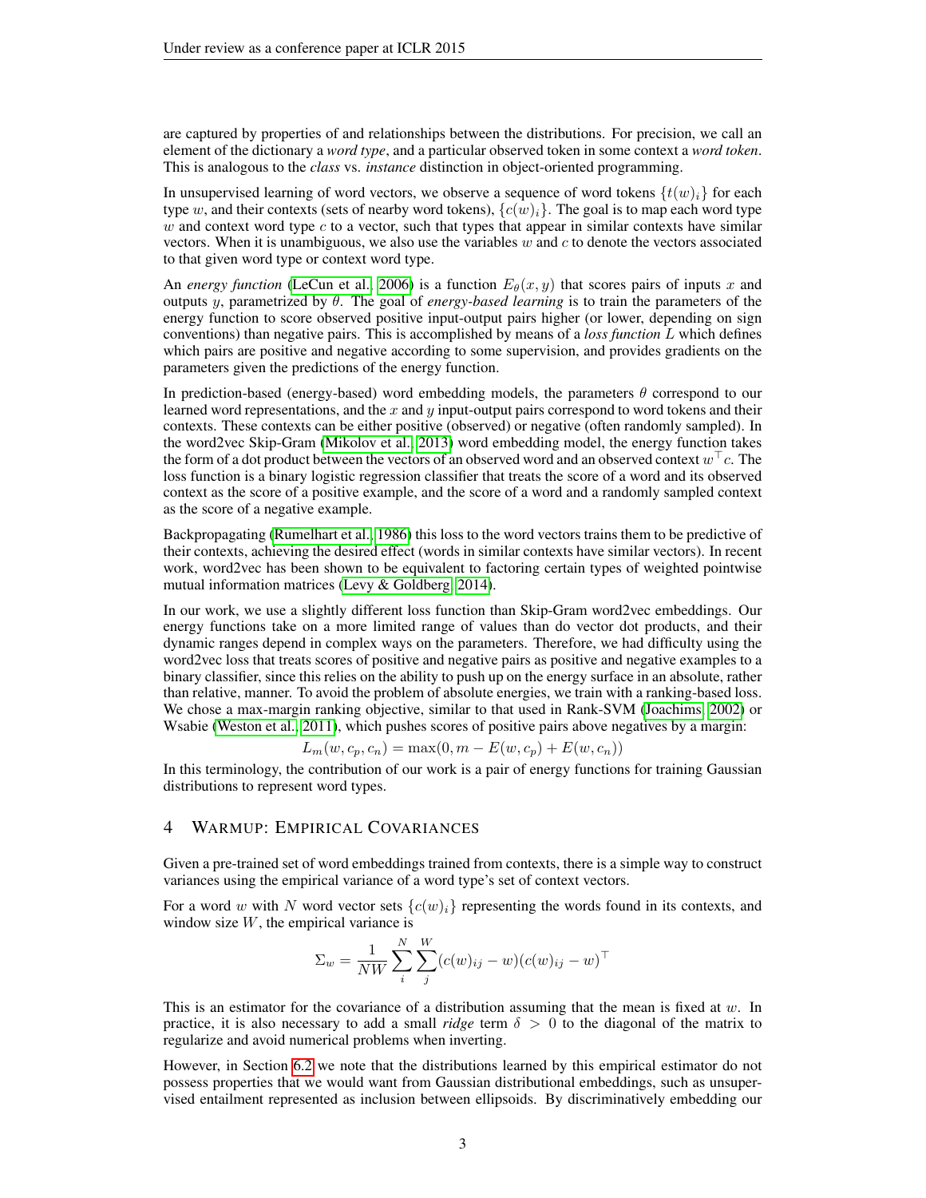are captured by properties of and relationships between the distributions. For precision, we call an element of the dictionary a *word type*, and a particular observed token in some context a *word token*. This is analogous to the *class* vs. *instance* distinction in object-oriented programming.

In unsupervised learning of word vectors, we observe a sequence of word tokens $\{t(w)_i\}$ for each type $w$, and their contexts (sets of nearby word tokens), $\{c(w)_i\}$. The goal is to map each word type $w$ and context word type $c$ to a vector, such that types that appear in similar contexts have similar vectors. When it is unambiguous, we also use the variables $w$ and $c$ to denote the vectors associated to that given word type or context word type.

An *energy function* (LeCun et al., 2006) is a function $E_\theta(x, y)$ that scores pairs of inputs $x$ and outputs $y$, parametrized by $\theta$. The goal of *energy-based learning* is to train the parameters of the energy function to score observed positive input-output pairs higher (or lower, depending on sign conventions) than negative pairs. This is accomplished by means of a *loss function* $L$ which defines which pairs are positive and negative according to some supervision, and provides gradients on the parameters given the predictions of the energy function.

In prediction-based (energy-based) word embedding models, the parameters $\theta$ correspond to our learned word representations, and the $x$ and $y$ input-output pairs correspond to word tokens and their contexts. These contexts can be either positive (observed) or negative (often randomly sampled). In the word2vec Skip-Gram (Mikolov et al., 2013) word embedding model, the energy function takes the form of a dot product between the vectors of an observed word and an observed context $w^\top c$. The loss function is a binary logistic regression classifier that treats the score of a word and its observed context as the score of a positive example, and the score of a word and a randomly sampled context as the score of a negative example.

Backpropagating (Rumelhart et al., 1986) this loss to the word vectors trains them to be predictive of their contexts, achieving the desired effect (words in similar contexts have similar vectors). In recent work, word2vec has been shown to be equivalent to factoring certain types of weighted pointwise mutual information matrices (Levy & Goldberg, 2014).

In our work, we use a slightly different loss function than Skip-Gram word2vec embeddings. Our energy functions take on a more limited range of values than do vector dot products, and their dynamic ranges depend in complex ways on the parameters. Therefore, we had difficulty using the word2vec loss that treats scores of positive and negative pairs as positive and negative examples to a binary classifier, since this relies on the ability to push up on the energy surface in an absolute, rather than relative, manner. To avoid the problem of absolute energies, we train with a ranking-based loss. We chose a max-margin ranking objective, similar to that used in Rank-SVM (Joachims, 2002) or Wsabie (Weston et al., 2011), which pushes scores of positive pairs above negatives by a margin:

$$L_m(w, c_p, c_n) = \max(0, m - E(w, c_p) + E(w, c_n))$$

In this terminology, the contribution of our work is a pair of energy functions for training Gaussian distributions to represent word types.

## 4 Warmup: Empirical Covariances

Given a pre-trained set of word embeddings trained from contexts, there is a simple way to construct variances using the empirical variance of a word type's set of context vectors.

For a word $w$ with $N$ word vector sets $\{c(w)_i\}$ representing the words found in its contexts, and window size $W$, the empirical variance is

$$\Sigma_w = \frac{1}{NW} \sum_i^N \sum_j^W (c(w)_{ij} - w)(c(w)_{ij} - w)^\top$$

This is an estimator for the covariance of a distribution assuming that the mean is fixed at $w$. In practice, it is also necessary to add a small *ridge* term $\delta > 0$ to the diagonal of the matrix to regularize and avoid numerical problems when inverting.

However, in Section 6.2 we note that the distributions learned by this empirical estimator do not possess properties that we would want from Gaussian distributional embeddings, such as unsupervised entailment represented as inclusion between ellipsoids. By discriminatively embedding our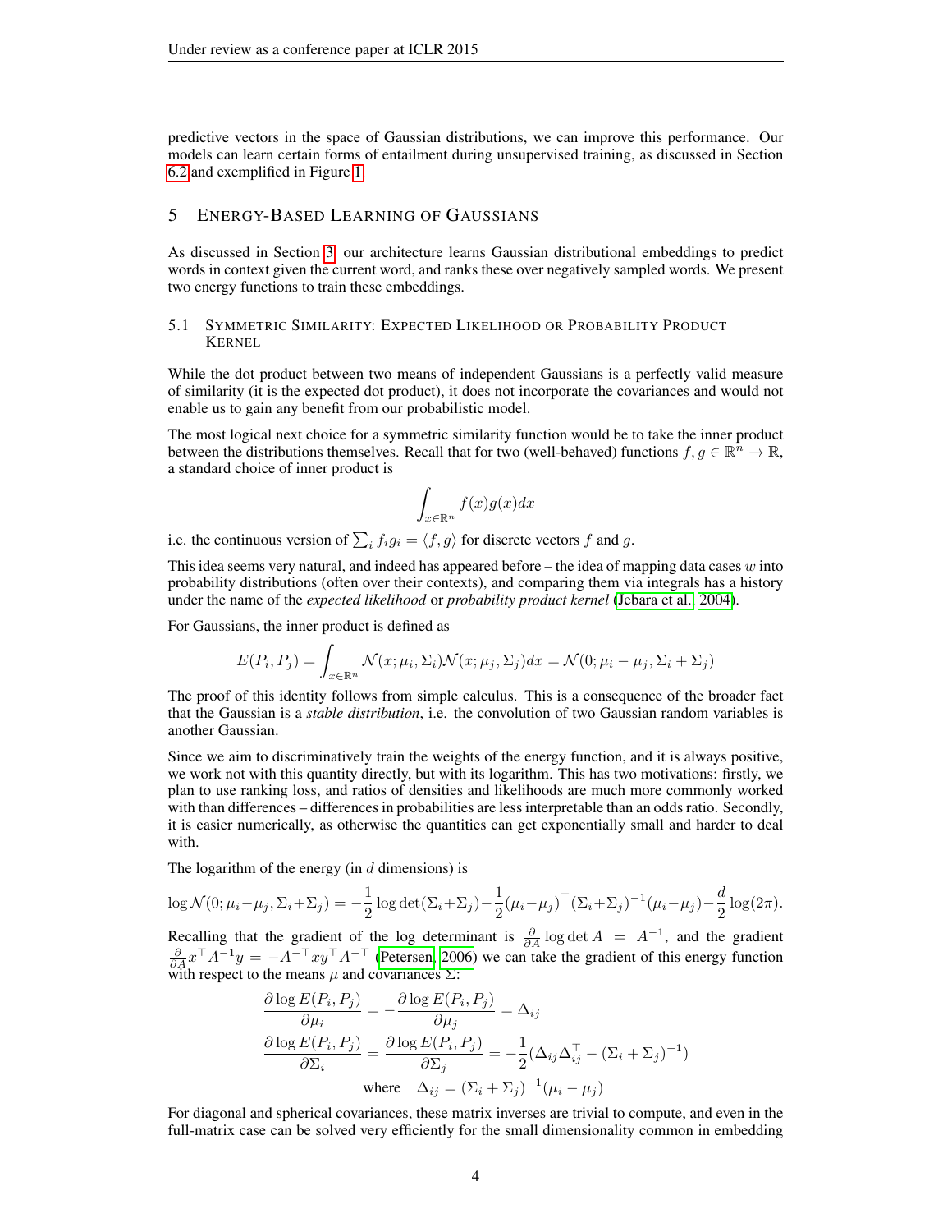predictive vectors in the space of Gaussian distributions, we can improve this performance. Our models can learn certain forms of entailment during unsupervised training, as discussed in Section 6.2 and exemplified in Figure 1.

## 5 Energy-Based Learning of Gaussians

As discussed in Section 3, our architecture learns Gaussian distributional embeddings to predict words in context given the current word, and ranks these over negatively sampled words. We present two energy functions to train these embeddings.

### 5.1 Symmetric Similarity: Expected Likelihood or Probability Product Kernel

While the dot product between two means of independent Gaussians is a perfectly valid measure of similarity (it is the expected dot product), it does not incorporate the covariances and would not enable us to gain any benefit from our probabilistic model.

The most logical next choice for a symmetric similarity function would be to take the inner product between the distributions themselves. Recall that for two (well-behaved) functions $f, g \in \mathbb{R}^n \rightarrow \mathbb{R}$, a standard choice of inner product is

$$\int_{x \in \mathbb{R}^n} f(x)g(x)dx$$

i.e. the continuous version of $\sum_i f_i g_i = \langle f, g \rangle$ for discrete vectors $f$ and $g$.

This idea seems very natural, and indeed has appeared before – the idea of mapping data cases $w$ into probability distributions (often over their contexts), and comparing them via integrals has a history under the name of the *expected likelihood* or *probability product kernel* (Jebara et al., 2004).

For Gaussians, the inner product is defined as

$$E(P_i, P_j) = \int_{x \in \mathbb{R}^n} \mathcal{N}(x; \mu_i, \Sigma_i)\mathcal{N}(x; \mu_j, \Sigma_j)dx = \mathcal{N}(0; \mu_i - \mu_j, \Sigma_i + \Sigma_j)$$

The proof of this identity follows from simple calculus. This is a consequence of the broader fact that the Gaussian is a *stable distribution*, i.e. the convolution of two Gaussian random variables is another Gaussian.

Since we aim to discriminatively train the weights of the energy function, and it is always positive, we work not with this quantity directly, but with its logarithm. This has two motivations: firstly, we plan to use ranking loss, and ratios of densities and likelihoods are much more commonly worked with than differences – differences in probabilities are less interpretable than an odds ratio. Secondly, it is easier numerically, as otherwise the quantities can get exponentially small and harder to deal with.

The logarithm of the energy (in $d$ dimensions) is

$$\log \mathcal{N}(0; \mu_i - \mu_j, \Sigma_i + \Sigma_j) = -\frac{1}{2}\log\det(\Sigma_i + \Sigma_j) - \frac{1}{2}(\mu_i - \mu_j)^\top (\Sigma_i + \Sigma_j)^{-1}(\mu_i - \mu_j) - \frac{d}{2}\log(2\pi).$$

Recalling that the gradient of the log determinant is $\frac{\partial}{\partial A}\log\det A = A^{-1}$, and the gradient $\frac{\partial}{\partial A}x^\top A^{-1}y = -A^{-\top}xy^\top A^{-\top}$ (Petersen, 2006) we can take the gradient of this energy function with respect to the means $\mu$ and covariances $\Sigma$:

$$\frac{\partial \log E(P_i, P_j)}{\partial \mu_i} = -\frac{\partial \log E(P_i, P_j)}{\partial \mu_j} = \Delta_{ij}$$

$$\frac{\partial \log E(P_i, P_j)}{\partial \Sigma_i} = \frac{\partial \log E(P_i, P_j)}{\partial \Sigma_j} = -\frac{1}{2}(\Delta_{ij}\Delta_{ij}^\top - (\Sigma_i + \Sigma_j)^{-1})$$

$$\text{where} \quad \Delta_{ij} = (\Sigma_i + \Sigma_j)^{-1}(\mu_i - \mu_j)$$

For diagonal and spherical covariances, these matrix inverses are trivial to compute, and even in the full-matrix case can be solved very efficiently for the small dimensionality common in embedding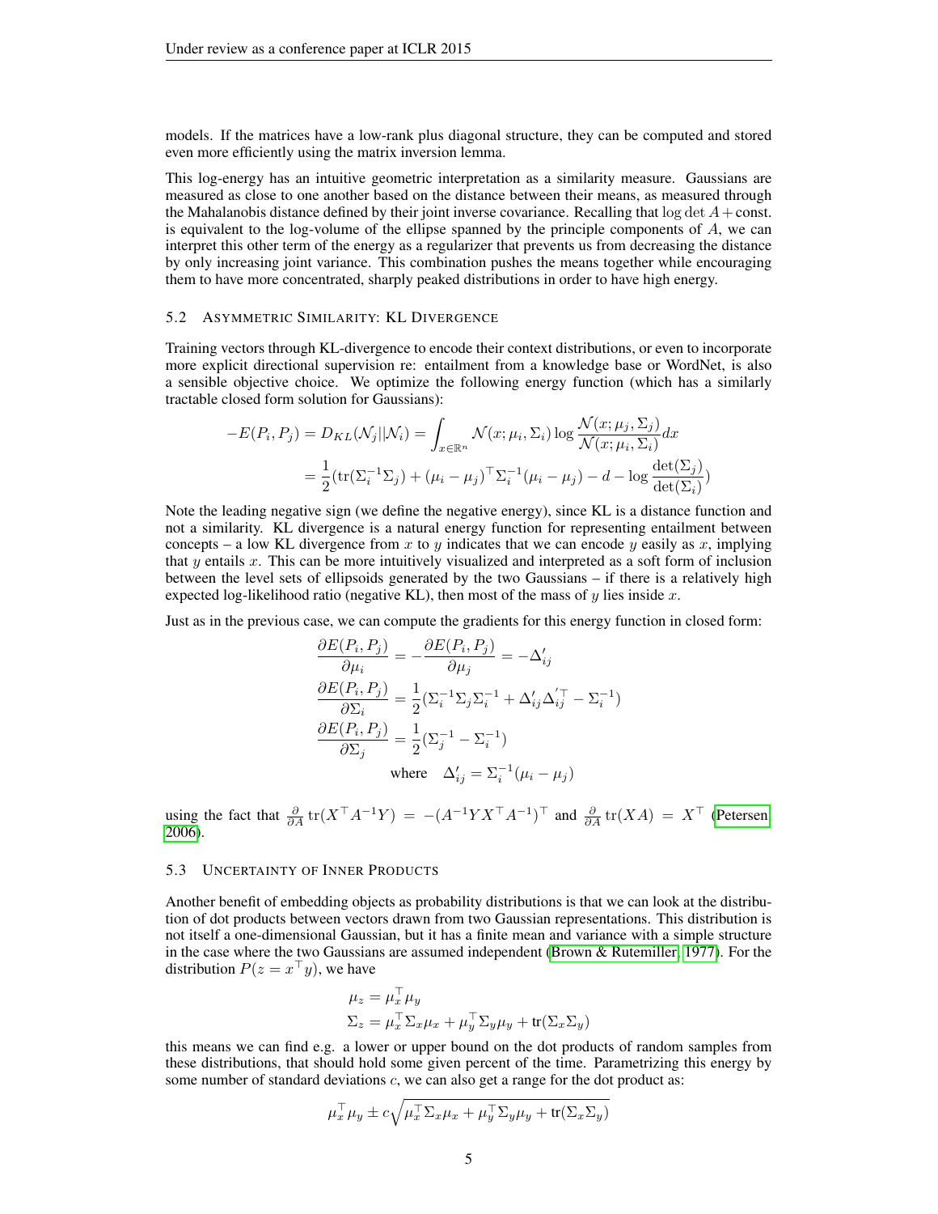models. If the matrices have a low-rank plus diagonal structure, they can be computed and stored even more efficiently using the matrix inversion lemma.

This log-energy has an intuitive geometric interpretation as a similarity measure. Gaussians are measured as close to one another based on the distance between their means, as measured through the Mahalanobis distance defined by their joint inverse covariance. Recalling that $\log \det A + \text{const.}$ is equivalent to the log-volume of the ellipse spanned by the principle components of $A$, we can interpret this other term of the energy as a regularizer that prevents us from decreasing the distance by only increasing joint variance. This combination pushes the means together while encouraging them to have more concentrated, sharply peaked distributions in order to have high energy.

### 5.2 Asymmetric Similarity: KL Divergence

Training vectors through KL-divergence to encode their context distributions, or even to incorporate more explicit directional supervision re: entailment from a knowledge base or WordNet, is also a sensible objective choice. We optimize the following energy function (which has a similarly tractable closed form solution for Gaussians):

$$
\begin{aligned}
-E(P_i, P_j) = D_{KL}(\mathcal{N}_j || \mathcal{N}_i) &= \int_{x \in \mathbb{R}^n} \mathcal{N}(x; \mu_i, \Sigma_i) \log \frac{\mathcal{N}(x; \mu_j, \Sigma_j)}{\mathcal{N}(x; \mu_i, \Sigma_i)} dx \\
&= \frac{1}{2}(\text{tr}(\Sigma_i^{-1} \Sigma_j) + (\mu_i - \mu_j)^\top \Sigma_i^{-1} (\mu_i - \mu_j) - d - \log \frac{\det(\Sigma_j)}{\det(\Sigma_i)})
\end{aligned}
$$

Note the leading negative sign (we define the negative energy), since KL is a distance function and not a similarity. KL divergence is a natural energy function for representing entailment between concepts – a low KL divergence from $x$ to $y$ indicates that we can encode $y$ easily as $x$, implying that $y$ entails $x$. This can be more intuitively visualized and interpreted as a soft form of inclusion between the level sets of ellipsoids generated by the two Gaussians – if there is a relatively high expected log-likelihood ratio (negative KL), then most of the mass of $y$ lies inside $x$.

Just as in the previous case, we can compute the gradients for this energy function in closed form:

$$
\begin{aligned}
\frac{\partial E(P_i, P_j)}{\partial \mu_i} &= -\frac{\partial E(P_i, P_j)}{\partial \mu_j} = -\Delta'_{ij} \\
\frac{\partial E(P_i, P_j)}{\partial \Sigma_i} &= \frac{1}{2}(\Sigma_i^{-1} \Sigma_j \Sigma_i^{-1} + \Delta'_{ij} \Delta'^{\top}_{ij} - \Sigma_i^{-1}) \\
\frac{\partial E(P_i, P_j)}{\partial \Sigma_j} &= \frac{1}{2}(\Sigma_j^{-1} - \Sigma_i^{-1}) \\
\text{where} \quad \Delta'_{ij} &= \Sigma_i^{-1}(\mu_i - \mu_j)
\end{aligned}
$$

using the fact that $\frac{\partial}{\partial A} \text{tr}(X^\top A^{-1} Y) = -(A^{-1} Y X^\top A^{-1})^\top$ and $\frac{\partial}{\partial A} \text{tr}(XA) = X^\top$ (Petersen, 2006).

### 5.3 Uncertainty of Inner Products

Another benefit of embedding objects as probability distributions is that we can look at the distribution of dot products between vectors drawn from two Gaussian representations. This distribution is not itself a one-dimensional Gaussian, but it has a finite mean and variance with a simple structure in the case where the two Gaussians are assumed independent (Brown & Rutemiller, 1977). For the distribution $P(z = x^\top y)$, we have

$$
\begin{aligned}
\mu_z &= \mu_x^\top \mu_y \\
\Sigma_z &= \mu_x^\top \Sigma_x \mu_x + \mu_y^\top \Sigma_y \mu_y + \text{tr}(\Sigma_x \Sigma_y)
\end{aligned}
$$

this means we can find e.g. a lower or upper bound on the dot products of random samples from these distributions, that should hold some given percent of the time. Parametrizing this energy by some number of standard deviations $c$, we can also get a range for the dot product as:

$$
\mu_x^\top \mu_y \pm c \sqrt{\mu_x^\top \Sigma_x \mu_x + \mu_y^\top \Sigma_y \mu_y + \text{tr}(\Sigma_x \Sigma_y)}
$$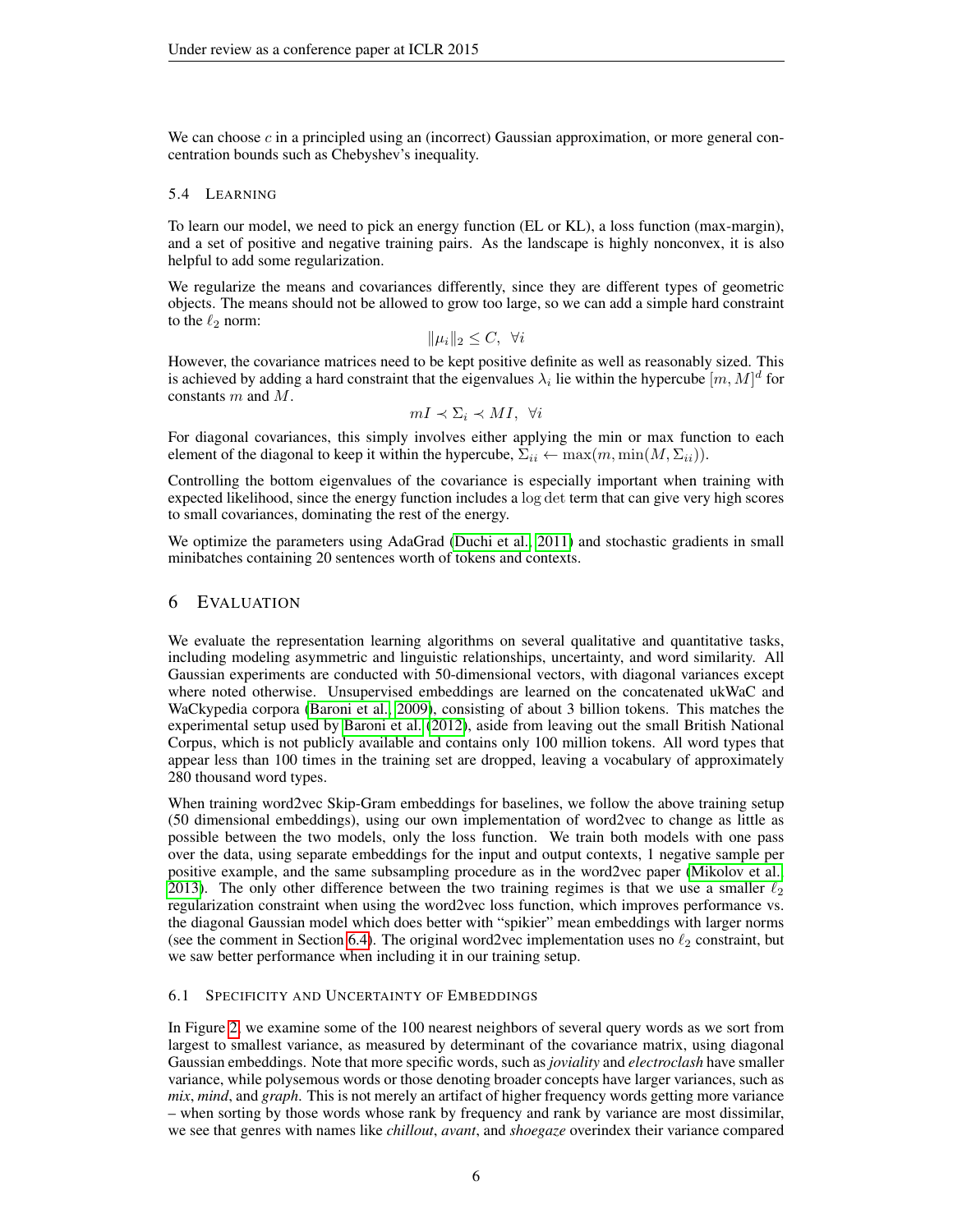We can choose $c$ in a principled using an (incorrect) Gaussian approximation, or more general concentration bounds such as Chebyshev's inequality.

### 5.4 Learning

To learn our model, we need to pick an energy function (EL or KL), a loss function (max-margin), and a set of positive and negative training pairs. As the landscape is highly nonconvex, it is also helpful to add some regularization.

We regularize the means and covariances differently, since they are different types of geometric objects. The means should not be allowed to grow too large, so we can add a simple hard constraint to the $\ell_2$ norm:

$$\|\mu_i\|_2 \leq C, \;\; \forall i$$

However, the covariance matrices need to be kept positive definite as well as reasonably sized. This is achieved by adding a hard constraint that the eigenvalues $\lambda_i$ lie within the hypercube $[m, M]^d$ for constants $m$ and $M$.

$$mI \prec \Sigma_i \prec MI, \;\; \forall i$$

For diagonal covariances, this simply involves either applying the min or max function to each element of the diagonal to keep it within the hypercube, $\Sigma_{ii} \leftarrow \max(m, \min(M, \Sigma_{ii}))$.

Controlling the bottom eigenvalues of the covariance is especially important when training with expected likelihood, since the energy function includes a $\log \det$ term that can give very high scores to small covariances, dominating the rest of the energy.

We optimize the parameters using AdaGrad (Duchi et al., 2011) and stochastic gradients in small minibatches containing 20 sentences worth of tokens and contexts.

## 6 Evaluation

We evaluate the representation learning algorithms on several qualitative and quantitative tasks, including modeling asymmetric and linguistic relationships, uncertainty, and word similarity. All Gaussian experiments are conducted with 50-dimensional vectors, with diagonal variances except where noted otherwise. Unsupervised embeddings are learned on the concatenated ukWaC and WaCkypedia corpora (Baroni et al., 2009), consisting of about 3 billion tokens. This matches the experimental setup used by Baroni et al. (2012), aside from leaving out the small British National Corpus, which is not publicly available and contains only 100 million tokens. All word types that appear less than 100 times in the training set are dropped, leaving a vocabulary of approximately 280 thousand word types.

When training word2vec Skip-Gram embeddings for baselines, we follow the above training setup (50 dimensional embeddings), using our own implementation of word2vec to change as little as possible between the two models, only the loss function. We train both models with one pass over the data, using separate embeddings for the input and output contexts, 1 negative sample per positive example, and the same subsampling procedure as in the word2vec paper (Mikolov et al., 2013). The only other difference between the two training regimes is that we use a smaller $\ell_2$ regularization constraint when using the word2vec loss function, which improves performance vs. the diagonal Gaussian model which does better with "spikier" mean embeddings with larger norms (see the comment in Section 6.4). The original word2vec implementation uses no $\ell_2$ constraint, but we saw better performance when including it in our training setup.

### 6.1 Specificity and Uncertainty of Embeddings

In Figure 2, we examine some of the 100 nearest neighbors of several query words as we sort from largest to smallest variance, as measured by determinant of the covariance matrix, using diagonal Gaussian embeddings. Note that more specific words, such as *joviality* and *electroclash* have smaller variance, while polysemous words or those denoting broader concepts have larger variances, such as *mix*, *mind*, and *graph*. This is not merely an artifact of higher frequency words getting more variance – when sorting by those words whose rank by frequency and rank by variance are most dissimilar, we see that genres with names like *chillout*, *avant*, and *shoegaze* overindex their variance compared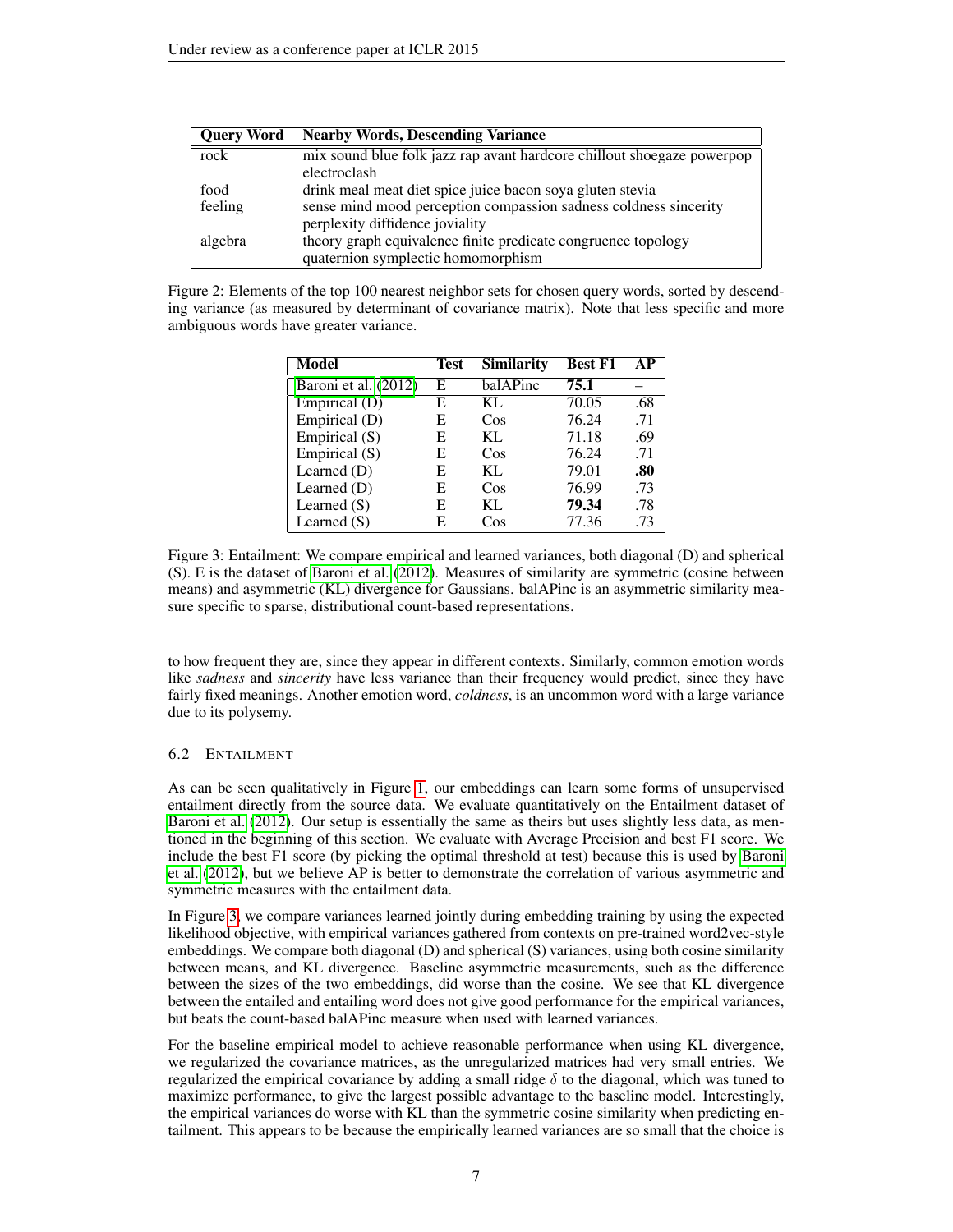| Query Word | Nearby Words, Descending Variance |
|---|---|
| rock | mix sound blue folk jazz rap avant hardcore chillout shoegaze powerpop electroclash |
| food | drink meal meat diet spice juice bacon soya gluten stevia |
| feeling | sense mind mood perception compassion sadness coldness sincerity perplexity diffidence joviality |
| algebra | theory graph equivalence finite predicate congruence topology quaternion symplectic homomorphism |

Figure 2: Elements of the top 100 nearest neighbor sets for chosen query words, sorted by descending variance (as measured by determinant of covariance matrix). Note that less specific and more ambiguous words have greater variance.

| Model | Test | Similarity | Best F1 | AP |
|---|---|---|---|---|
| Baroni et al. (2012) | E | balAPinc | **75.1** | – |
| Empirical (D) | E | KL | 70.05 | .68 |
| Empirical (D) | E | Cos | 76.24 | .71 |
| Empirical (S) | E | KL | 71.18 | .69 |
| Empirical (S) | E | Cos | 76.24 | .71 |
| Learned (D) | E | KL | 79.01 | **.80** |
| Learned (D) | E | Cos | 76.99 | .73 |
| Learned (S) | E | KL | **79.34** | .78 |
| Learned (S) | E | Cos | 77.36 | .73 |

Figure 3: Entailment: We compare empirical and learned variances, both diagonal (D) and spherical (S). E is the dataset of Baroni et al. (2012). Measures of similarity are symmetric (cosine between means) and asymmetric (KL) divergence for Gaussians. balAPinc is an asymmetric similarity measure specific to sparse, distributional count-based representations.

to how frequent they are, since they appear in different contexts. Similarly, common emotion words like *sadness* and *sincerity* have less variance than their frequency would predict, since they have fairly fixed meanings. Another emotion word, *coldness*, is an uncommon word with a large variance due to its polysemy.

### 6.2 Entailment

As can be seen qualitatively in Figure 1, our embeddings can learn some forms of unsupervised entailment directly from the source data. We evaluate quantitatively on the Entailment dataset of Baroni et al. (2012). Our setup is essentially the same as theirs but uses slightly less data, as mentioned in the beginning of this section. We evaluate with Average Precision and best F1 score. We include the best F1 score (by picking the optimal threshold at test) because this is used by Baroni et al. (2012), but we believe AP is better to demonstrate the correlation of various asymmetric and symmetric measures with the entailment data.

In Figure 3, we compare variances learned jointly during embedding training by using the expected likelihood objective, with empirical variances gathered from contexts on pre-trained word2vec-style embeddings. We compare both diagonal (D) and spherical (S) variances, using both cosine similarity between means, and KL divergence. Baseline asymmetric measurements, such as the difference between the sizes of the two embeddings, did worse than the cosine. We see that KL divergence between the entailed and entailing word does not give good performance for the empirical variances, but beats the count-based balAPinc measure when used with learned variances.

For the baseline empirical model to achieve reasonable performance when using KL divergence, we regularized the covariance matrices, as the unregularized matrices had very small entries. We regularized the empirical covariance by adding a small ridge $\delta$ to the diagonal, which was tuned to maximize performance, to give the largest possible advantage to the baseline model. Interestingly, the empirical variances do worse with KL than the symmetric cosine similarity when predicting entailment. This appears to be because the empirically learned variances are so small that the choice is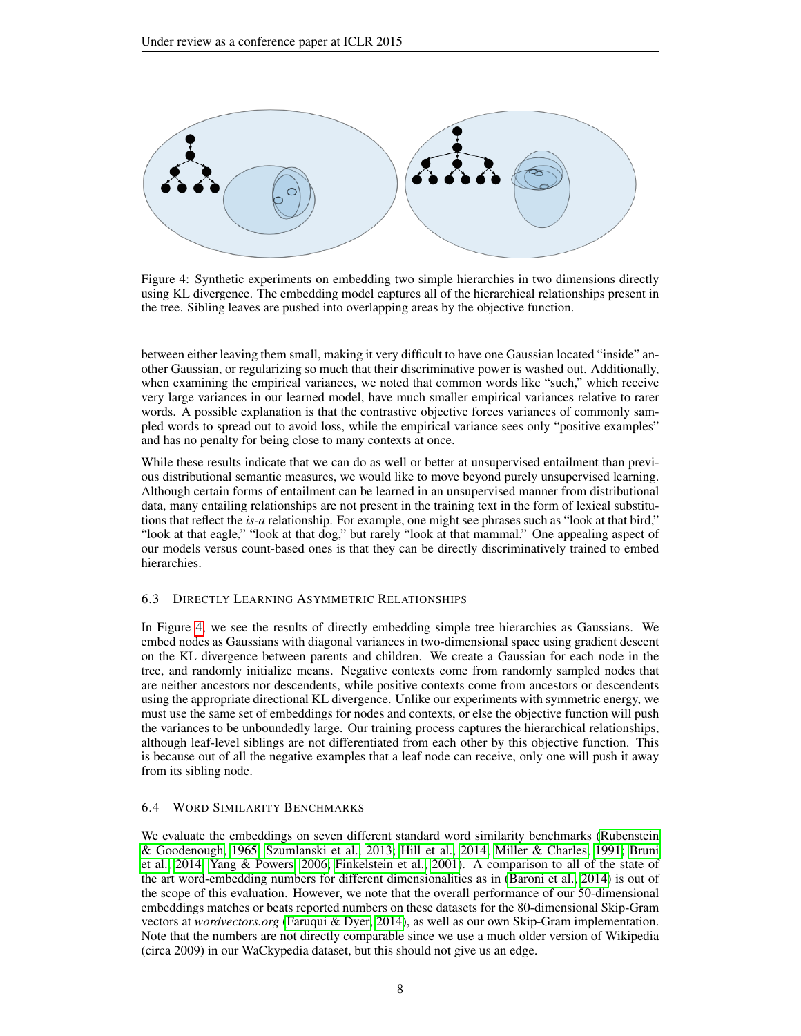Figure 4: Synthetic experiments on embedding two simple hierarchies in two dimensions directly using KL divergence. The embedding model captures all of the hierarchical relationships present in the tree. Sibling leaves are pushed into overlapping areas by the objective function.

between either leaving them small, making it very difficult to have one Gaussian located "inside" another Gaussian, or regularizing so much that their discriminative power is washed out. Additionally, when examining the empirical variances, we noted that common words like "such," which receive very large variances in our learned model, have much smaller empirical variances relative to rarer words. A possible explanation is that the contrastive objective forces variances of commonly sampled words to spread out to avoid loss, while the empirical variance sees only "positive examples" and has no penalty for being close to many contexts at once.

While these results indicate that we can do as well or better at unsupervised entailment than previous distributional semantic measures, we would like to move beyond purely unsupervised learning. Although certain forms of entailment can be learned in an unsupervised manner from distributional data, many entailing relationships are not present in the training text in the form of lexical substitutions that reflect the *is-a* relationship. For example, one might see phrases such as "look at that bird," "look at that eagle," "look at that dog," but rarely "look at that mammal." One appealing aspect of our models versus count-based ones is that they can be directly discriminatively trained to embed hierarchies.

### 6.3 Directly Learning Asymmetric Relationships

In Figure 4, we see the results of directly embedding simple tree hierarchies as Gaussians. We embed nodes as Gaussians with diagonal variances in two-dimensional space using gradient descent on the KL divergence between parents and children. We create a Gaussian for each node in the tree, and randomly initialize means. Negative contexts come from randomly sampled nodes that are neither ancestors nor descendents, while positive contexts come from ancestors or descendents using the appropriate directional KL divergence. Unlike our experiments with symmetric energy, we must use the same set of embeddings for nodes and contexts, or else the objective function will push the variances to be unboundedly large. Our training process captures the hierarchical relationships, although leaf-level siblings are not differentiated from each other by this objective function. This is because out of all the negative examples that a leaf node can receive, only one will push it away from its sibling node.

### 6.4 Word Similarity Benchmarks

We evaluate the embeddings on seven different standard word similarity benchmarks (Rubenstein & Goodenough, 1965; Szumlanski et al., 2013; Hill et al., 2014; Miller & Charles, 1991; Bruni et al., 2014; Yang & Powers, 2006; Finkelstein et al., 2001). A comparison to all of the state of the art word-embedding numbers for different dimensionalities as in (Baroni et al., 2014) is out of the scope of this evaluation. However, we note that the overall performance of our 50-dimensional embeddings matches or beats reported numbers on these datasets for the 80-dimensional Skip-Gram vectors at *wordvectors.org* (Faruqui & Dyer, 2014), as well as our own Skip-Gram implementation. Note that the numbers are not directly comparable since we use a much older version of Wikipedia (circa 2009) in our WaCkypedia dataset, but this should not give us an edge.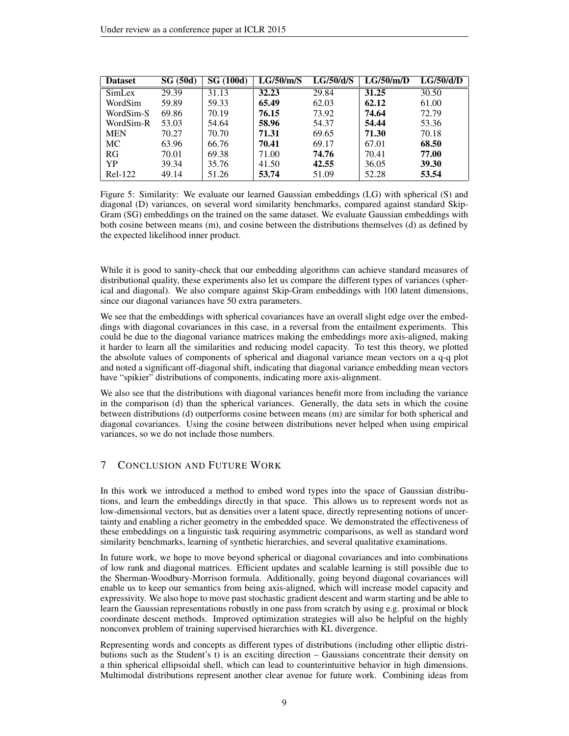| Dataset | SG (50d) | SG (100d) | LG/50/m/S | LG/50/d/S | LG/50/m/D | LG/50/d/D |
|---|---|---|---|---|---|---|
| SimLex | 29.39 | 31.13 | **32.23** | 29.84 | **31.25** | 30.50 |
| WordSim | 59.89 | 59.33 | **65.49** | 62.03 | **62.12** | 61.00 |
| WordSim-S | 69.86 | 70.19 | **76.15** | 73.92 | **74.64** | 72.79 |
| WordSim-R | 53.03 | 54.64 | **58.96** | 54.37 | **54.44** | 53.36 |
| MEN | 70.27 | 70.70 | **71.31** | 69.65 | **71.30** | 70.18 |
| MC | 63.96 | 66.76 | **70.41** | 69.17 | 67.01 | **68.50** |
| RG | 70.01 | 69.38 | 71.00 | **74.76** | 70.41 | **77.00** |
| YP | 39.34 | 35.76 | 41.50 | **42.55** | 36.05 | **39.30** |
| Rel-122 | 49.14 | 51.26 | **53.74** | 51.09 | 52.28 | **53.54** |

Figure 5: Similarity: We evaluate our learned Gaussian embeddings (LG) with spherical (S) and diagonal (D) variances, on several word similarity benchmarks, compared against standard Skip-Gram (SG) embeddings on the trained on the same dataset. We evaluate Gaussian embeddings with both cosine between means (m), and cosine between the distributions themselves (d) as defined by the expected likelihood inner product.

While it is good to sanity-check that our embedding algorithms can achieve standard measures of distributional quality, these experiments also let us compare the different types of variances (spherical and diagonal). We also compare against Skip-Gram embeddings with 100 latent dimensions, since our diagonal variances have 50 extra parameters.

We see that the embeddings with spherical covariances have an overall slight edge over the embeddings with diagonal covariances in this case, in a reversal from the entailment experiments. This could be due to the diagonal variance matrices making the embeddings more axis-aligned, making it harder to learn all the similarities and reducing model capacity. To test this theory, we plotted the absolute values of components of spherical and diagonal variance mean vectors on a q-q plot and noted a significant off-diagonal shift, indicating that diagonal variance embedding mean vectors have "spikier" distributions of components, indicating more axis-alignment.

We also see that the distributions with diagonal variances benefit more from including the variance in the comparison (d) than the spherical variances. Generally, the data sets in which the cosine between distributions (d) outperforms cosine between means (m) are similar for both spherical and diagonal covariances. Using the cosine between distributions never helped when using empirical variances, so we do not include those numbers.

## 7 Conclusion and Future Work

In this work we introduced a method to embed word types into the space of Gaussian distributions, and learn the embeddings directly in that space. This allows us to represent words not as low-dimensional vectors, but as densities over a latent space, directly representing notions of uncertainty and enabling a richer geometry in the embedded space. We demonstrated the effectiveness of these embeddings on a linguistic task requiring asymmetric comparisons, as well as standard word similarity benchmarks, learning of synthetic hierarchies, and several qualitative examinations.

In future work, we hope to move beyond spherical or diagonal covariances and into combinations of low rank and diagonal matrices. Efficient updates and scalable learning is still possible due to the Sherman-Woodbury-Morrison formula. Additionally, going beyond diagonal covariances will enable us to keep our semantics from being axis-aligned, which will increase model capacity and expressivity. We also hope to move past stochastic gradient descent and warm starting and be able to learn the Gaussian representations robustly in one pass from scratch by using e.g. proximal or block coordinate descent methods. Improved optimization strategies will also be helpful on the highly nonconvex problem of training supervised hierarchies with KL divergence.

Representing words and concepts as different types of distributions (including other elliptic distributions such as the Student's t) is an exciting direction – Gaussians concentrate their density on a thin spherical ellipsoidal shell, which can lead to counterintuitive behavior in high dimensions. Multimodal distributions represent another clear avenue for future work. Combining ideas from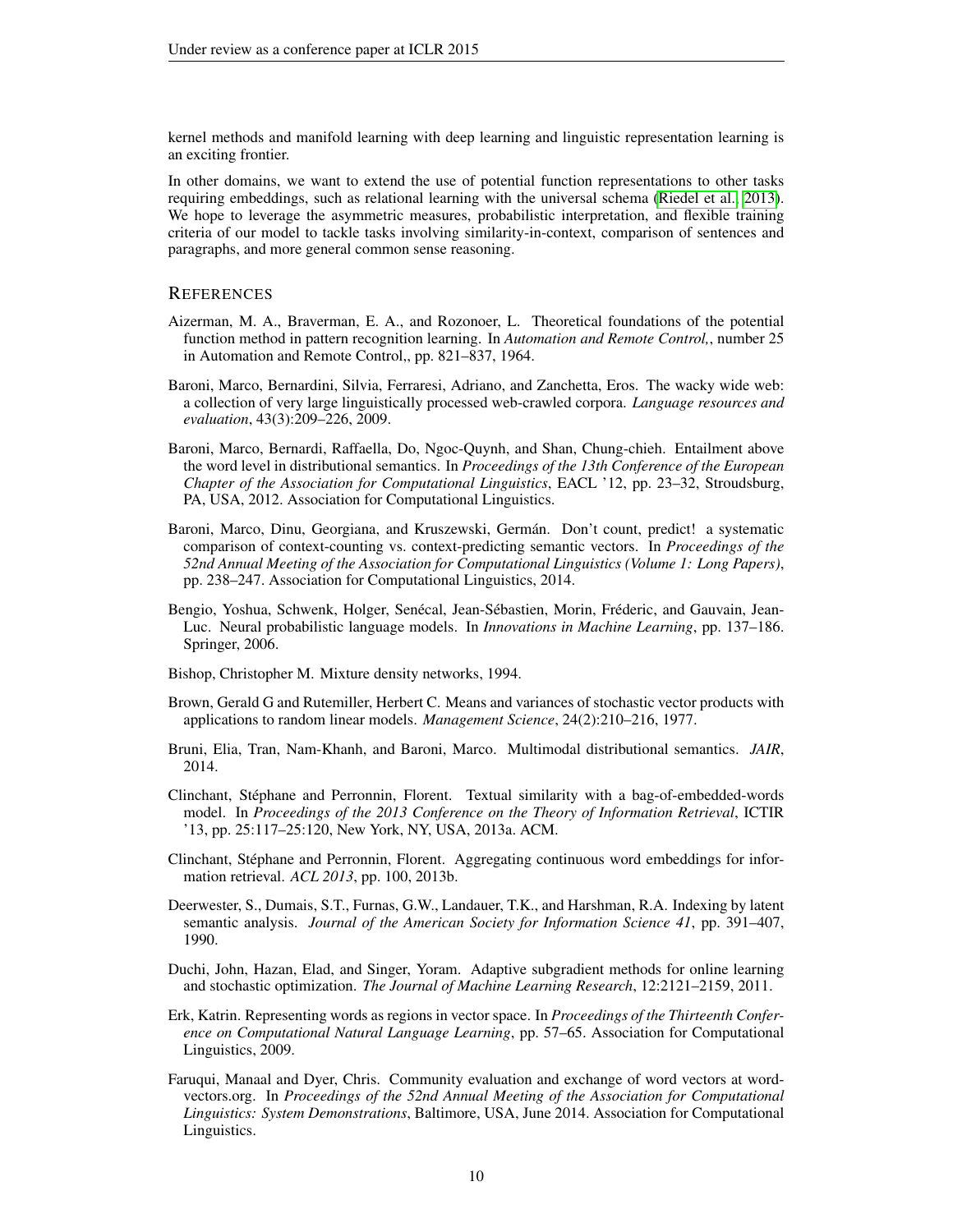kernel methods and manifold learning with deep learning and linguistic representation learning is an exciting frontier.

In other domains, we want to extend the use of potential function representations to other tasks requiring embeddings, such as relational learning with the universal schema (Riedel et al., 2013). We hope to leverage the asymmetric measures, probabilistic interpretation, and flexible training criteria of our model to tackle tasks involving similarity-in-context, comparison of sentences and paragraphs, and more general common sense reasoning.

## REFERENCES

Aizerman, M. A., Braverman, E. A., and Rozonoer, L. Theoretical foundations of the potential function method in pattern recognition learning. In *Automation and Remote Control,*, number 25 in Automation and Remote Control,, pp. 821–837, 1964.

Baroni, Marco, Bernardini, Silvia, Ferraresi, Adriano, and Zanchetta, Eros. The wacky wide web: a collection of very large linguistically processed web-crawled corpora. *Language resources and evaluation*, 43(3):209–226, 2009.

Baroni, Marco, Bernardi, Raffaella, Do, Ngoc-Quynh, and Shan, Chung-chieh. Entailment above the word level in distributional semantics. In *Proceedings of the 13th Conference of the European Chapter of the Association for Computational Linguistics*, EACL '12, pp. 23–32, Stroudsburg, PA, USA, 2012. Association for Computational Linguistics.

Baroni, Marco, Dinu, Georgiana, and Kruszewski, Germán. Don't count, predict! a systematic comparison of context-counting vs. context-predicting semantic vectors. In *Proceedings of the 52nd Annual Meeting of the Association for Computational Linguistics (Volume 1: Long Papers)*, pp. 238–247. Association for Computational Linguistics, 2014.

Bengio, Yoshua, Schwenk, Holger, Senécal, Jean-Sébastien, Morin, Fréderic, and Gauvain, Jean-Luc. Neural probabilistic language models. In *Innovations in Machine Learning*, pp. 137–186. Springer, 2006.

Bishop, Christopher M. Mixture density networks, 1994.

Brown, Gerald G and Rutemiller, Herbert C. Means and variances of stochastic vector products with applications to random linear models. *Management Science*, 24(2):210–216, 1977.

Bruni, Elia, Tran, Nam-Khanh, and Baroni, Marco. Multimodal distributional semantics. *JAIR*, 2014.

Clinchant, Stéphane and Perronnin, Florent. Textual similarity with a bag-of-embedded-words model. In *Proceedings of the 2013 Conference on the Theory of Information Retrieval*, ICTIR '13, pp. 25:117–25:120, New York, NY, USA, 2013a. ACM.

Clinchant, Stéphane and Perronnin, Florent. Aggregating continuous word embeddings for information retrieval. *ACL 2013*, pp. 100, 2013b.

Deerwester, S., Dumais, S.T., Furnas, G.W., Landauer, T.K., and Harshman, R.A. Indexing by latent semantic analysis. *Journal of the American Society for Information Science 41*, pp. 391–407, 1990.

Duchi, John, Hazan, Elad, and Singer, Yoram. Adaptive subgradient methods for online learning and stochastic optimization. *The Journal of Machine Learning Research*, 12:2121–2159, 2011.

Erk, Katrin. Representing words as regions in vector space. In *Proceedings of the Thirteenth Conference on Computational Natural Language Learning*, pp. 57–65. Association for Computational Linguistics, 2009.

Faruqui, Manaal and Dyer, Chris. Community evaluation and exchange of word vectors at wordvectors.org. In *Proceedings of the 52nd Annual Meeting of the Association for Computational Linguistics: System Demonstrations*, Baltimore, USA, June 2014. Association for Computational Linguistics.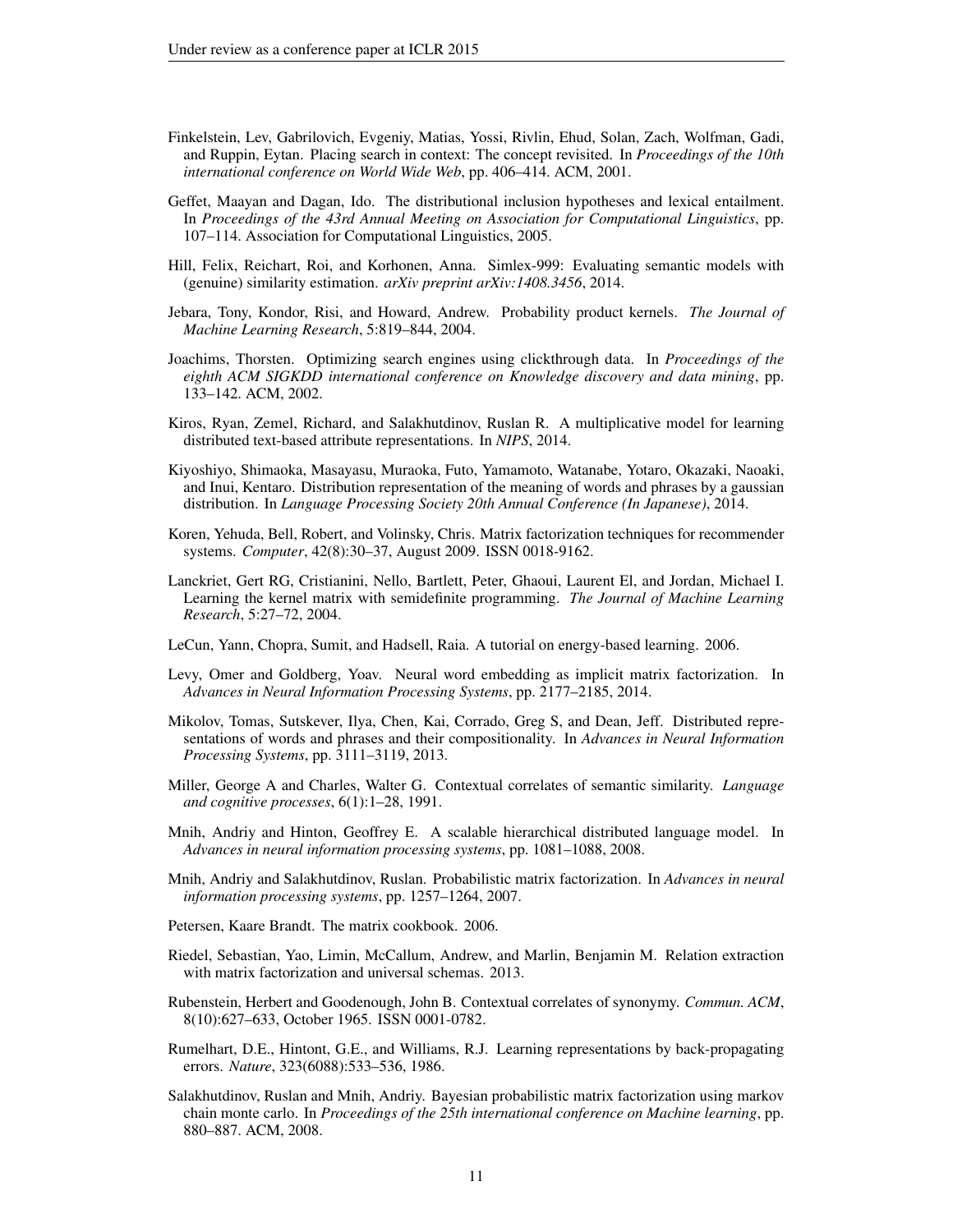Finkelstein, Lev, Gabrilovich, Evgeniy, Matias, Yossi, Rivlin, Ehud, Solan, Zach, Wolfman, Gadi, and Ruppin, Eytan. Placing search in context: The concept revisited. In *Proceedings of the 10th international conference on World Wide Web*, pp. 406–414. ACM, 2001.

Geffet, Maayan and Dagan, Ido. The distributional inclusion hypotheses and lexical entailment. In *Proceedings of the 43rd Annual Meeting on Association for Computational Linguistics*, pp. 107–114. Association for Computational Linguistics, 2005.

Hill, Felix, Reichart, Roi, and Korhonen, Anna. Simlex-999: Evaluating semantic models with (genuine) similarity estimation. *arXiv preprint arXiv:1408.3456*, 2014.

Jebara, Tony, Kondor, Risi, and Howard, Andrew. Probability product kernels. *The Journal of Machine Learning Research*, 5:819–844, 2004.

Joachims, Thorsten. Optimizing search engines using clickthrough data. In *Proceedings of the eighth ACM SIGKDD international conference on Knowledge discovery and data mining*, pp. 133–142. ACM, 2002.

Kiros, Ryan, Zemel, Richard, and Salakhutdinov, Ruslan R. A multiplicative model for learning distributed text-based attribute representations. In *NIPS*, 2014.

Kiyoshiyo, Shimaoka, Masayasu, Muraoka, Futo, Yamamoto, Watanabe, Yotaro, Okazaki, Naoaki, and Inui, Kentaro. Distribution representation of the meaning of words and phrases by a gaussian distribution. In *Language Processing Society 20th Annual Conference (In Japanese)*, 2014.

Koren, Yehuda, Bell, Robert, and Volinsky, Chris. Matrix factorization techniques for recommender systems. *Computer*, 42(8):30–37, August 2009. ISSN 0018-9162.

Lanckriet, Gert RG, Cristianini, Nello, Bartlett, Peter, Ghaoui, Laurent El, and Jordan, Michael I. Learning the kernel matrix with semidefinite programming. *The Journal of Machine Learning Research*, 5:27–72, 2004.

LeCun, Yann, Chopra, Sumit, and Hadsell, Raia. A tutorial on energy-based learning. 2006.

Levy, Omer and Goldberg, Yoav. Neural word embedding as implicit matrix factorization. In *Advances in Neural Information Processing Systems*, pp. 2177–2185, 2014.

Mikolov, Tomas, Sutskever, Ilya, Chen, Kai, Corrado, Greg S, and Dean, Jeff. Distributed representations of words and phrases and their compositionality. In *Advances in Neural Information Processing Systems*, pp. 3111–3119, 2013.

Miller, George A and Charles, Walter G. Contextual correlates of semantic similarity. *Language and cognitive processes*, 6(1):1–28, 1991.

Mnih, Andriy and Hinton, Geoffrey E. A scalable hierarchical distributed language model. In *Advances in neural information processing systems*, pp. 1081–1088, 2008.

Mnih, Andriy and Salakhutdinov, Ruslan. Probabilistic matrix factorization. In *Advances in neural information processing systems*, pp. 1257–1264, 2007.

Petersen, Kaare Brandt. The matrix cookbook. 2006.

Riedel, Sebastian, Yao, Limin, McCallum, Andrew, and Marlin, Benjamin M. Relation extraction with matrix factorization and universal schemas. 2013.

Rubenstein, Herbert and Goodenough, John B. Contextual correlates of synonymy. *Commun. ACM*, 8(10):627–633, October 1965. ISSN 0001-0782.

Rumelhart, D.E., Hintont, G.E., and Williams, R.J. Learning representations by back-propagating errors. *Nature*, 323(6088):533–536, 1986.

Salakhutdinov, Ruslan and Mnih, Andriy. Bayesian probabilistic matrix factorization using markov chain monte carlo. In *Proceedings of the 25th international conference on Machine learning*, pp. 880–887. ACM, 2008.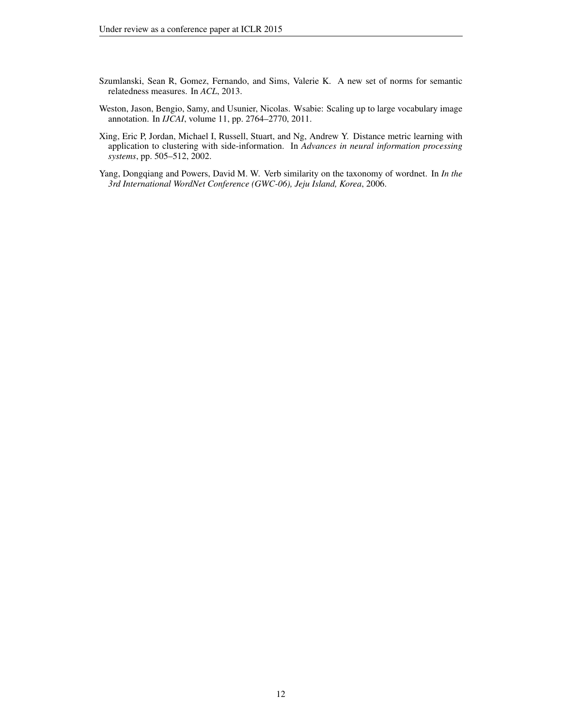Szumlanski, Sean R, Gomez, Fernando, and Sims, Valerie K. A new set of norms for semantic relatedness measures. In *ACL*, 2013.

Weston, Jason, Bengio, Samy, and Usunier, Nicolas. Wsabie: Scaling up to large vocabulary image annotation. In *IJCAI*, volume 11, pp. 2764–2770, 2011.

Xing, Eric P, Jordan, Michael I, Russell, Stuart, and Ng, Andrew Y. Distance metric learning with application to clustering with side-information. In *Advances in neural information processing systems*, pp. 505–512, 2002.

Yang, Dongqiang and Powers, David M. W. Verb similarity on the taxonomy of wordnet. In *In the 3rd International WordNet Conference (GWC-06), Jeju Island, Korea*, 2006.